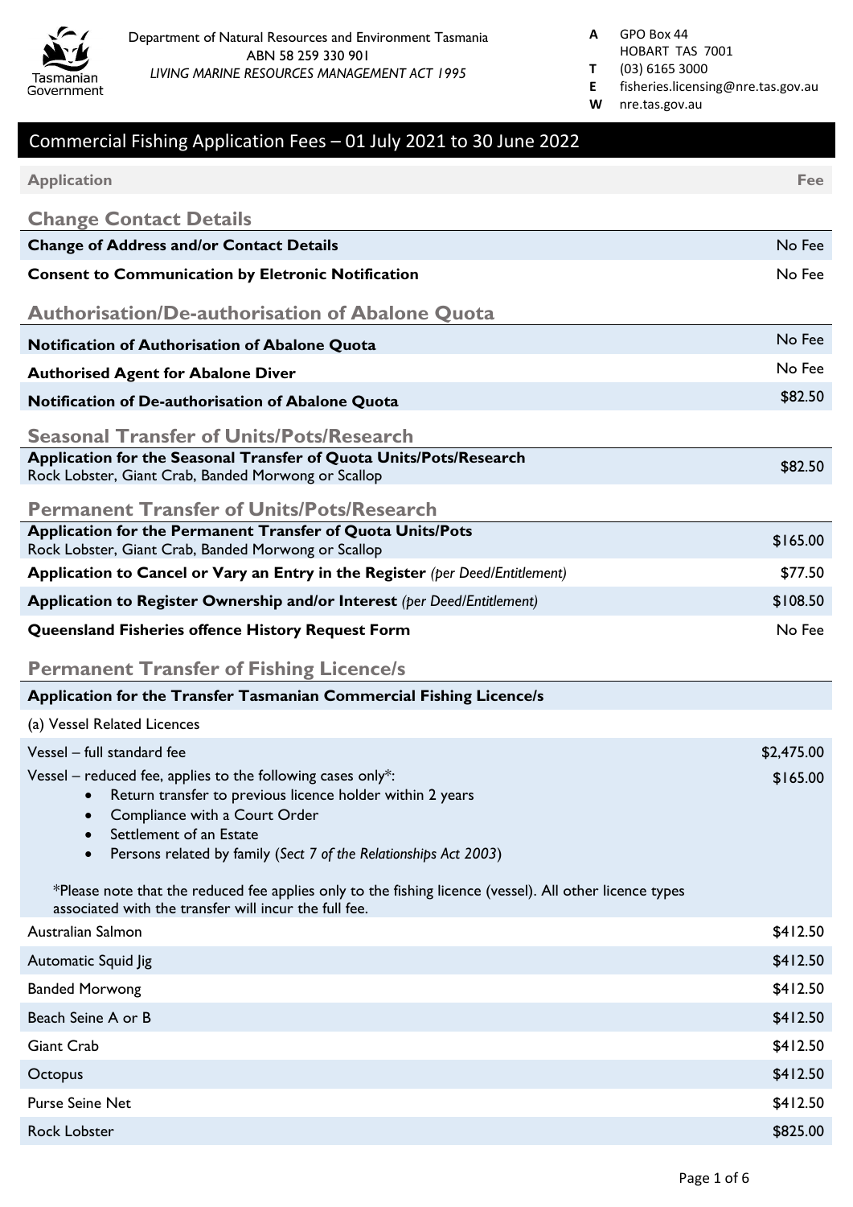Department of Natural Resources and Environment Tasmania
ABN 58 259 330 901
*LIVING MARINE RESOURCES MANAGEMENT ACT 1995*

**A** GPO Box 44
HOBART TAS 7001
**T** (03) 6165 3000
**E** fisheries.licensing@nre.tas.gov.au
**W** nre.tas.gov.au

# Commercial Fishing Application Fees – 01 July 2021 to 30 June 2022

| Application | Fee |
|---|---|

## Change Contact Details

| | |
|---|---|
| **Change of Address and/or Contact Details** | No Fee |
| **Consent to Communication by Eletronic Notification** | No Fee |

## Authorisation/De-authorisation of Abalone Quota

| | |
|---|---|
| **Notification of Authorisation of Abalone Quota** | No Fee |
| **Authorised Agent for Abalone Diver** | No Fee |
| **Notification of De-authorisation of Abalone Quota** | $82.50 |

## Seasonal Transfer of Units/Pots/Research

| | |
|---|---|
| **Application for the Seasonal Transfer of Quota Units/Pots/Research** Rock Lobster, Giant Crab, Banded Morwong or Scallop | $82.50 |

## Permanent Transfer of Units/Pots/Research

| | |
|---|---|
| **Application for the Permanent Transfer of Quota Units/Pots** Rock Lobster, Giant Crab, Banded Morwong or Scallop | $165.00 |
| **Application to Cancel or Vary an Entry in the Register** *(per Deed/Entitlement)* | $77.50 |
| **Application to Register Ownership and/or Interest** *(per Deed/Entitlement)* | $108.50 |
| **Queensland Fisheries offence History Request Form** | No Fee |

## Permanent Transfer of Fishing Licence/s

**Application for the Transfer Tasmanian Commercial Fishing Licence/s**

(a) Vessel Related Licences

| | |
|---|---|
| Vessel – full standard fee | $2,475.00 |
| Vessel – reduced fee, applies to the following cases only*: | $165.00 |

- Return transfer to previous licence holder within 2 years
- Compliance with a Court Order
- Settlement of an Estate
- Persons related by family (*Sect 7 of the Relationships Act 2003*)

*Please note that the reduced fee applies only to the fishing licence (vessel). All other licence types associated with the transfer will incur the full fee.

| | |
|---|---|
| Australian Salmon | $412.50 |
| Automatic Squid Jig | $412.50 |
| Banded Morwong | $412.50 |
| Beach Seine A or B | $412.50 |
| Giant Crab | $412.50 |
| Octopus | $412.50 |
| Purse Seine Net | $412.50 |
| Rock Lobster | $825.00 |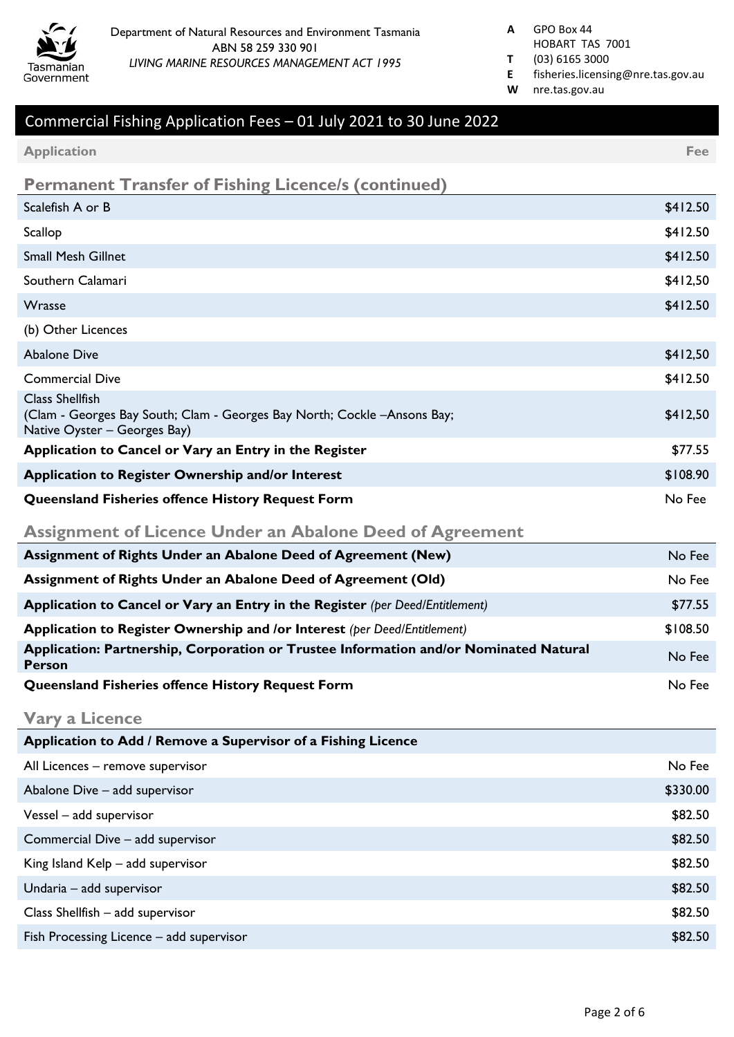Department of Natural Resources and Environment Tasmania
ABN 58 259 330 901
*LIVING MARINE RESOURCES MANAGEMENT ACT 1995*

**A** GPO Box 44
HOBART TAS 7001
**T** (03) 6165 3000
**E** fisheries.licensing@nre.tas.gov.au
**W** nre.tas.gov.au

# Commercial Fishing Application Fees – 01 July 2021 to 30 June 2022

| Application | Fee |
|---|---|

## Permanent Transfer of Fishing Licence/s (continued)

| Application | Fee |
|---|---|
| Scalefish A or B | $412.50 |
| Scallop | $412.50 |
| Small Mesh Gillnet | $412.50 |
| Southern Calamari | $412,50 |
| Wrasse | $412.50 |
| (b) Other Licences | |
| Abalone Dive | $412,50 |
| Commercial Dive | $412.50 |
| Class Shellfish (Clam - Georges Bay South; Clam - Georges Bay North; Cockle –Ansons Bay; Native Oyster – Georges Bay) | $412,50 |
| **Application to Cancel or Vary an Entry in the Register** | $77.55 |
| **Application to Register Ownership and/or Interest** | $108.90 |
| **Queensland Fisheries offence History Request Form** | No Fee |

## Assignment of Licence Under an Abalone Deed of Agreement

| Application | Fee |
|---|---|
| **Assignment of Rights Under an Abalone Deed of Agreement (New)** | No Fee |
| **Assignment of Rights Under an Abalone Deed of Agreement (Old)** | No Fee |
| **Application to Cancel or Vary an Entry in the Register** *(per Deed/Entitlement)* | $77.55 |
| **Application to Register Ownership and /or Interest** *(per Deed/Entitlement)* | $108.50 |
| **Application: Partnership, Corporation or Trustee Information and/or Nominated Natural Person** | No Fee |
| **Queensland Fisheries offence History Request Form** | No Fee |

## Vary a Licence

| Application | Fee |
|---|---|
| **Application to Add / Remove a Supervisor of a Fishing Licence** | |
| All Licences – remove supervisor | No Fee |
| Abalone Dive – add supervisor | $330.00 |
| Vessel – add supervisor | $82.50 |
| Commercial Dive – add supervisor | $82.50 |
| King Island Kelp – add supervisor | $82.50 |
| Undaria – add supervisor | $82.50 |
| Class Shellfish – add supervisor | $82.50 |
| Fish Processing Licence – add supervisor | $82.50 |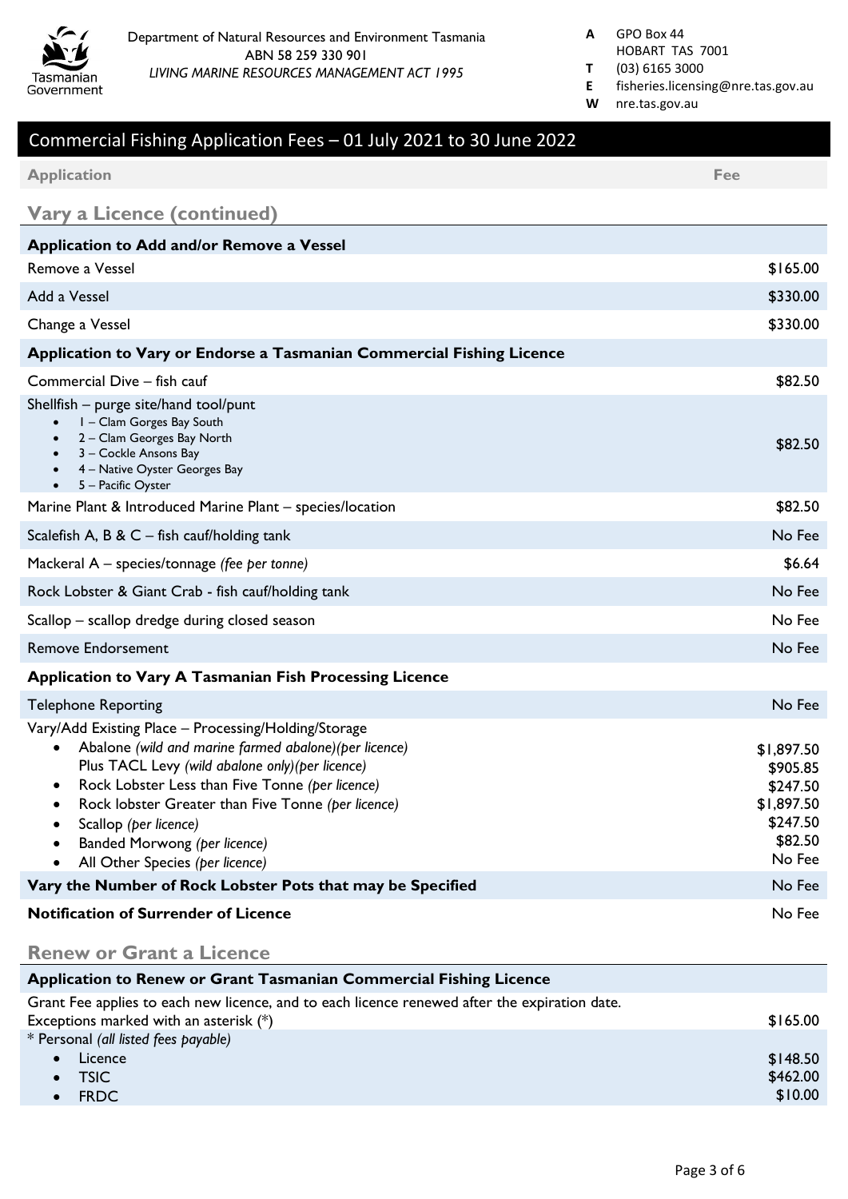Department of Natural Resources and Environment Tasmania
ABN 58 259 330 901
*LIVING MARINE RESOURCES MANAGEMENT ACT 1995*

**A** GPO Box 44
HOBART TAS 7001
**T** (03) 6165 3000
**E** fisheries.licensing@nre.tas.gov.au
**W** nre.tas.gov.au

# Commercial Fishing Application Fees – 01 July 2021 to 30 June 2022

| Application | Fee |
|---|---|

## Vary a Licence (continued)

| **Application to Add and/or Remove a Vessel** | |
|---|---|
| Remove a Vessel | $165.00 |
| Add a Vessel | $330.00 |
| Change a Vessel | $330.00 |
| **Application to Vary or Endorse a Tasmanian Commercial Fishing Licence** | |
| Commercial Dive – fish cauf | $82.50 |
| Shellfish – purge site/hand tool/punt<br>• 1 – Clam Gorges Bay South<br>• 2 – Clam Georges Bay North<br>• 3 – Cockle Ansons Bay<br>• 4 – Native Oyster Georges Bay<br>• 5 – Pacific Oyster | $82.50 |
| Marine Plant & Introduced Marine Plant – species/location | $82.50 |
| Scalefish A, B & C – fish cauf/holding tank | No Fee |
| Mackeral A – species/tonnage *(fee per tonne)* | $6.64 |
| Rock Lobster & Giant Crab - fish cauf/holding tank | No Fee |
| Scallop – scallop dredge during closed season | No Fee |
| Remove Endorsement | No Fee |
| **Application to Vary A Tasmanian Fish Processing Licence** | |
| Telephone Reporting | No Fee |
| Vary/Add Existing Place – Processing/Holding/Storage<br>• Abalone *(wild and marine farmed abalone)(per licence)*<br>Plus TACL Levy *(wild abalone only)(per licence)*<br>• Rock Lobster Less than Five Tonne *(per licence)*<br>• Rock lobster Greater than Five Tonne *(per licence)*<br>• Scallop *(per licence)*<br>• Banded Morwong *(per licence)*<br>• All Other Species *(per licence)* | <br>$1,897.50<br>$905.85<br>$247.50<br>$1,897.50<br>$247.50<br>$82.50<br>No Fee |
| **Vary the Number of Rock Lobster Pots that may be Specified** | No Fee |
| **Notification of Surrender of Licence** | No Fee |

## Renew or Grant a Licence

| **Application to Renew or Grant Tasmanian Commercial Fishing Licence** | |
|---|---|
| Grant Fee applies to each new licence, and to each licence renewed after the expiration date. Exceptions marked with an asterisk (*) | $165.00 |
| * Personal *(all listed fees payable)*<br>• Licence<br>• TSIC<br>• FRDC | <br>$148.50<br>$462.00<br>$10.00 |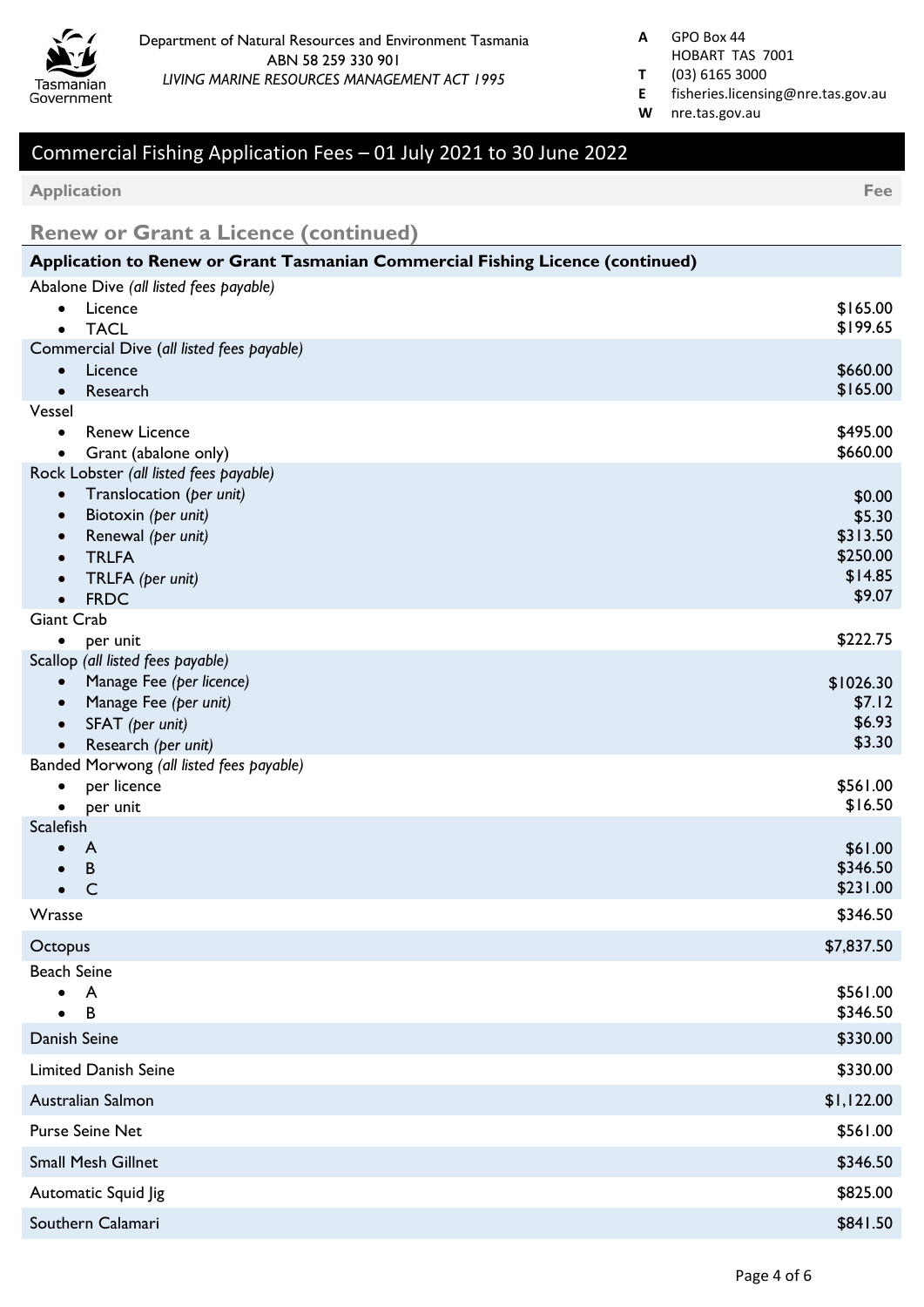Department of Natural Resources and Environment Tasmania
ABN 58 259 330 901
*LIVING MARINE RESOURCES MANAGEMENT ACT 1995*

**A** GPO Box 44 HOBART TAS 7001
**T** (03) 6165 3000
**E** fisheries.licensing@nre.tas.gov.au
**W** nre.tas.gov.au

# Commercial Fishing Application Fees – 01 July 2021 to 30 June 2022

## Renew or Grant a Licence (continued)

| Application | Fee |
|---|---|
| **Application to Renew or Grant Tasmanian Commercial Fishing Licence (continued)** | |
| Abalone Dive *(all listed fees payable)* | |
| • Licence | $165.00 |
| • TACL | $199.65 |
| Commercial Dive *(all listed fees payable)* | |
| • Licence | $660.00 |
| • Research | $165.00 |
| Vessel | |
| • Renew Licence | $495.00 |
| • Grant (abalone only) | $660.00 |
| Rock Lobster *(all listed fees payable)* | |
| • Translocation *(per unit)* | $0.00 |
| • Biotoxin *(per unit)* | $5.30 |
| • Renewal *(per unit)* | $313.50 |
| • TRLFA | $250.00 |
| • TRLFA *(per unit)* | $14.85 |
| • FRDC | $9.07 |
| Giant Crab | |
| • per unit | $222.75 |
| Scallop *(all listed fees payable)* | |
| • Manage Fee *(per licence)* | $1026.30 |
| • Manage Fee *(per unit)* | $7.12 |
| • SFAT *(per unit)* | $6.93 |
| • Research *(per unit)* | $3.30 |
| Banded Morwong *(all listed fees payable)* | |
| • per licence | $561.00 |
| • per unit | $16.50 |
| Scalefish | |
| • A | $61.00 |
| • B | $346.50 |
| • C | $231.00 |
| Wrasse | $346.50 |
| Octopus | $7,837.50 |
| Beach Seine | |
| • A | $561.00 |
| • B | $346.50 |
| Danish Seine | $330.00 |
| Limited Danish Seine | $330.00 |
| Australian Salmon | $1,122.00 |
| Purse Seine Net | $561.00 |
| Small Mesh Gillnet | $346.50 |
| Automatic Squid Jig | $825.00 |
| Southern Calamari | $841.50 |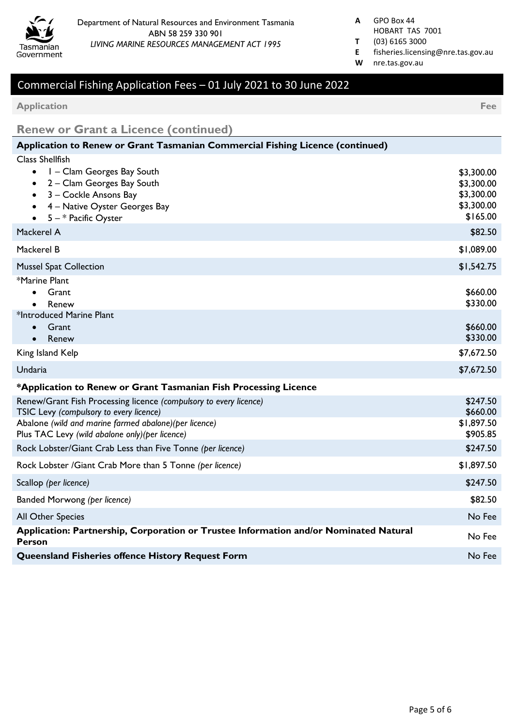Department of Natural Resources and Environment Tasmania
ABN 58 259 330 901
*LIVING MARINE RESOURCES MANAGEMENT ACT 1995*

**A** GPO Box 44
HOBART TAS 7001
**T** (03) 6165 3000
**E** fisheries.licensing@nre.tas.gov.au
**W** nre.tas.gov.au

# Commercial Fishing Application Fees – 01 July 2021 to 30 June 2022

| Application | Fee |
|---|---|

## Renew or Grant a Licence (continued)

| Application to Renew or Grant Tasmanian Commercial Fishing Licence (continued) | |
|---|---|
| Class Shellfish | |
| • 1 – Clam Georges Bay South | $3,300.00 |
| • 2 – Clam Georges Bay South | $3,300.00 |
| • 3 – Cockle Ansons Bay | $3,300.00 |
| • 4 – Native Oyster Georges Bay | $3,300.00 |
| • 5 – * Pacific Oyster | $165.00 |
| Mackerel A | $82.50 |
| Mackerel B | $1,089.00 |
| Mussel Spat Collection | $1,542.75 |
| *Marine Plant | |
| • Grant | $660.00 |
| • Renew | $330.00 |
| *Introduced Marine Plant | |
| • Grant | $660.00 |
| • Renew | $330.00 |
| King Island Kelp | $7,672.50 |
| Undaria | $7,672.50 |
| **\*Application to Renew or Grant Tasmanian Fish Processing Licence** | |
| Renew/Grant Fish Processing licence *(compulsory to every licence)* | $247.50 |
| TSIC Levy *(compulsory to every licence)* | $660.00 |
| Abalone *(wild and marine farmed abalone)(per licence)* | $1,897.50 |
| Plus TAC Levy *(wild abalone only)(per licence)* | $905.85 |
| Rock Lobster/Giant Crab Less than Five Tonne *(per licence)* | $247.50 |
| Rock Lobster /Giant Crab More than 5 Tonne *(per licence)* | $1,897.50 |
| Scallop *(per licence)* | $247.50 |
| Banded Morwong *(per licence)* | $82.50 |
| All Other Species | No Fee |
| **Application: Partnership, Corporation or Trustee Information and/or Nominated Natural Person** | No Fee |
| **Queensland Fisheries offence History Request Form** | No Fee |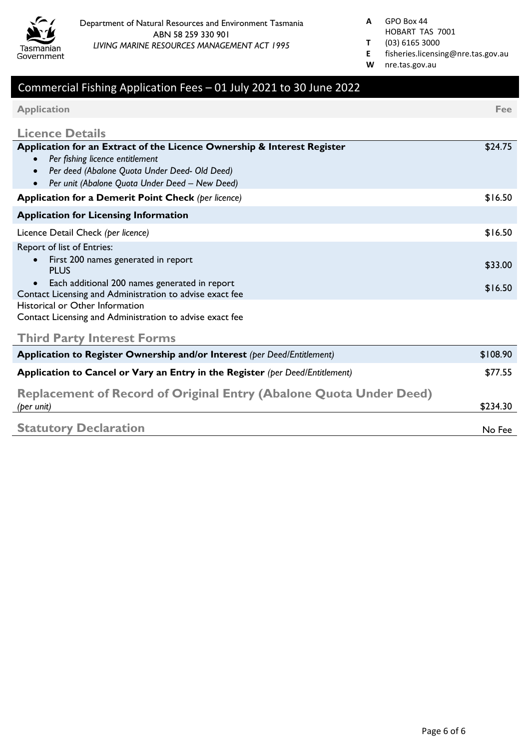Department of Natural Resources and Environment Tasmania
ABN 58 259 330 901
*LIVING MARINE RESOURCES MANAGEMENT ACT 1995*

**A** GPO Box 44
HOBART TAS 7001
**T** (03) 6165 3000
**E** fisheries.licensing@nre.tas.gov.au
**W** nre.tas.gov.au

# Commercial Fishing Application Fees – 01 July 2021 to 30 June 2022

| Application | Fee |
|---|---|
| **Licence Details** | |
| **Application for an Extract of the Licence Ownership & Interest Register**<br>• *Per fishing licence entitlement*<br>• *Per deed (Abalone Quota Under Deed- Old Deed)*<br>• *Per unit (Abalone Quota Under Deed – New Deed)* | $24.75 |
| **Application for a Demerit Point Check** *(per licence)* | $16.50 |
| **Application for Licensing Information** | |
| Licence Detail Check *(per licence)* | $16.50 |
| Report of list of Entries:<br>• First 200 names generated in report PLUS | $33.00 |
| • Each additional 200 names generated in report<br>Contact Licensing and Administration to advise exact fee | $16.50 |
| Historical or Other Information<br>Contact Licensing and Administration to advise exact fee | |
| **Third Party Interest Forms** | |
| **Application to Register Ownership and/or Interest** *(per Deed/Entitlement)* | $108.90 |
| **Application to Cancel or Vary an Entry in the Register** *(per Deed/Entitlement)* | $77.55 |
| **Replacement of Record of Original Entry (Abalone Quota Under Deed)** *(per unit)* | $234.30 |
| **Statutory Declaration** | No Fee |